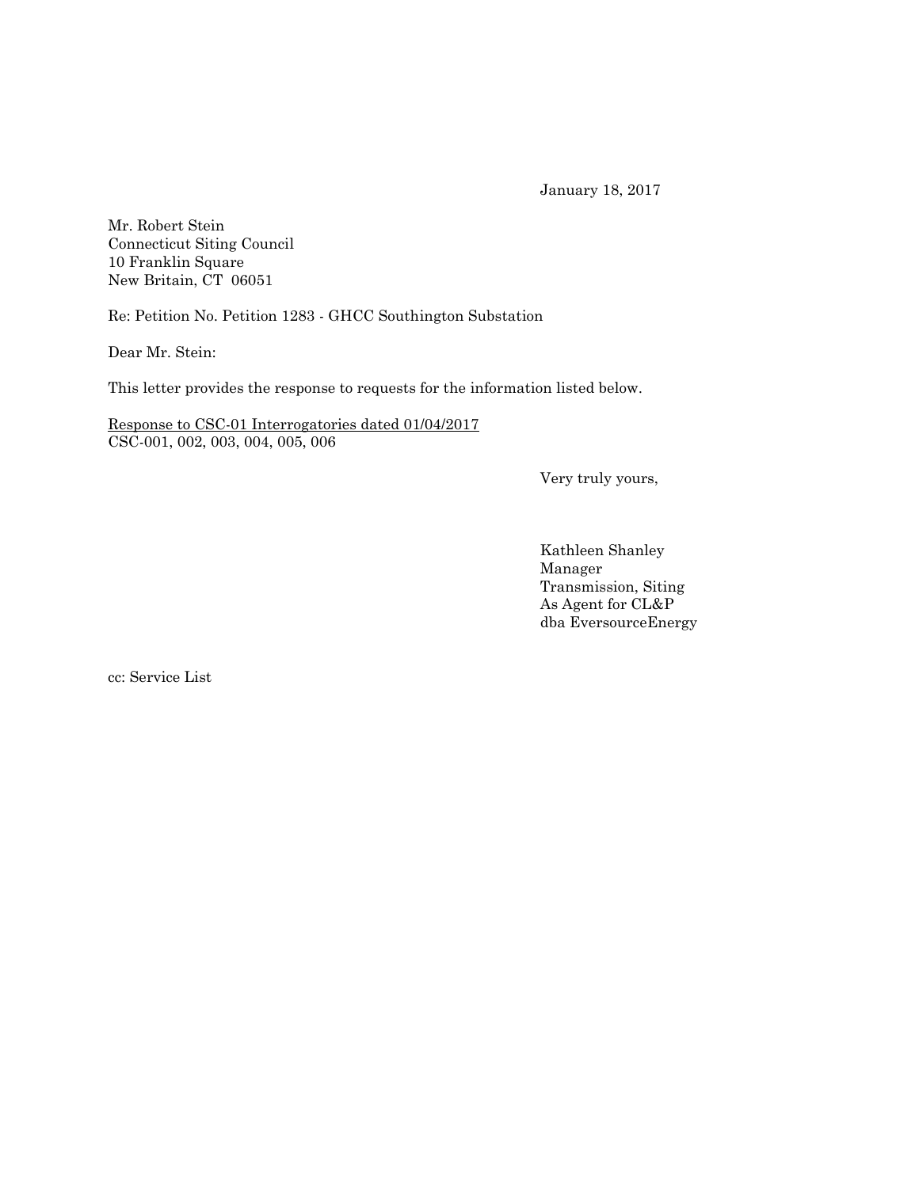January 18, 2017

Mr. Robert Stein
Connecticut Siting Council
10 Franklin Square
New Britain, CT 06051

Re: Petition No. Petition 1283 - GHCC Southington Substation

Dear Mr. Stein:

This letter provides the response to requests for the information listed below.

<u>Response to CSC-01 Interrogatories dated 01/04/2017</u>
CSC-001, 002, 003, 004, 005, 006

Very truly yours,

Kathleen Shanley
Manager
Transmission, Siting
As Agent for CL&P
dba EversourceEnergy

cc: Service List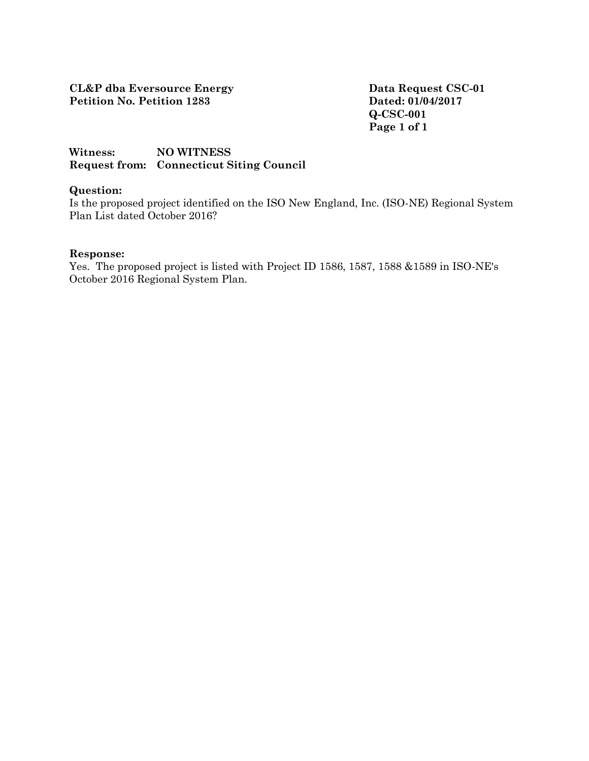**CL&P dba Eversource Energy**
**Petition No. Petition 1283**

**Data Request CSC-01**
**Dated: 01/04/2017**
**Q-CSC-001**

**Witness:** **NO WITNESS**
**Request from:** **Connecticut Siting Council**

**Question:**
Is the proposed project identified on the ISO New England, Inc. (ISO-NE) Regional System Plan List dated October 2016?

**Response:**
Yes. The proposed project is listed with Project ID 1586, 1587, 1588 &1589 in ISO-NE's October 2016 Regional System Plan.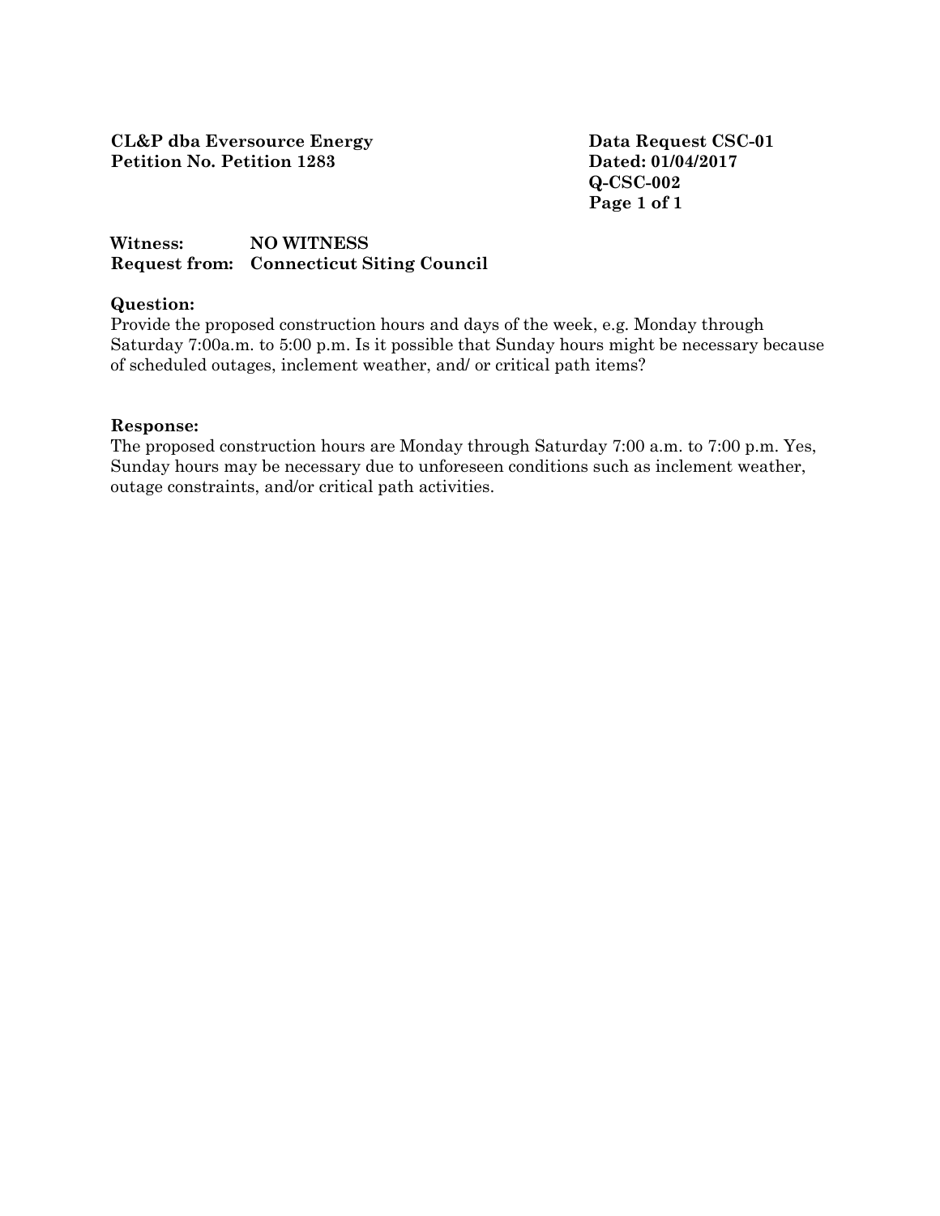**CL&P dba Eversource Energy**
**Petition No. Petition 1283**

**Data Request CSC-01**
**Dated: 01/04/2017**
**Q-CSC-002**

**Witness:** **NO WITNESS**
**Request from:** **Connecticut Siting Council**

**Question:**

Provide the proposed construction hours and days of the week, e.g. Monday through Saturday 7:00a.m. to 5:00 p.m. Is it possible that Sunday hours might be necessary because of scheduled outages, inclement weather, and/ or critical path items?

**Response:**

The proposed construction hours are Monday through Saturday 7:00 a.m. to 7:00 p.m. Yes, Sunday hours may be necessary due to unforeseen conditions such as inclement weather, outage constraints, and/or critical path activities.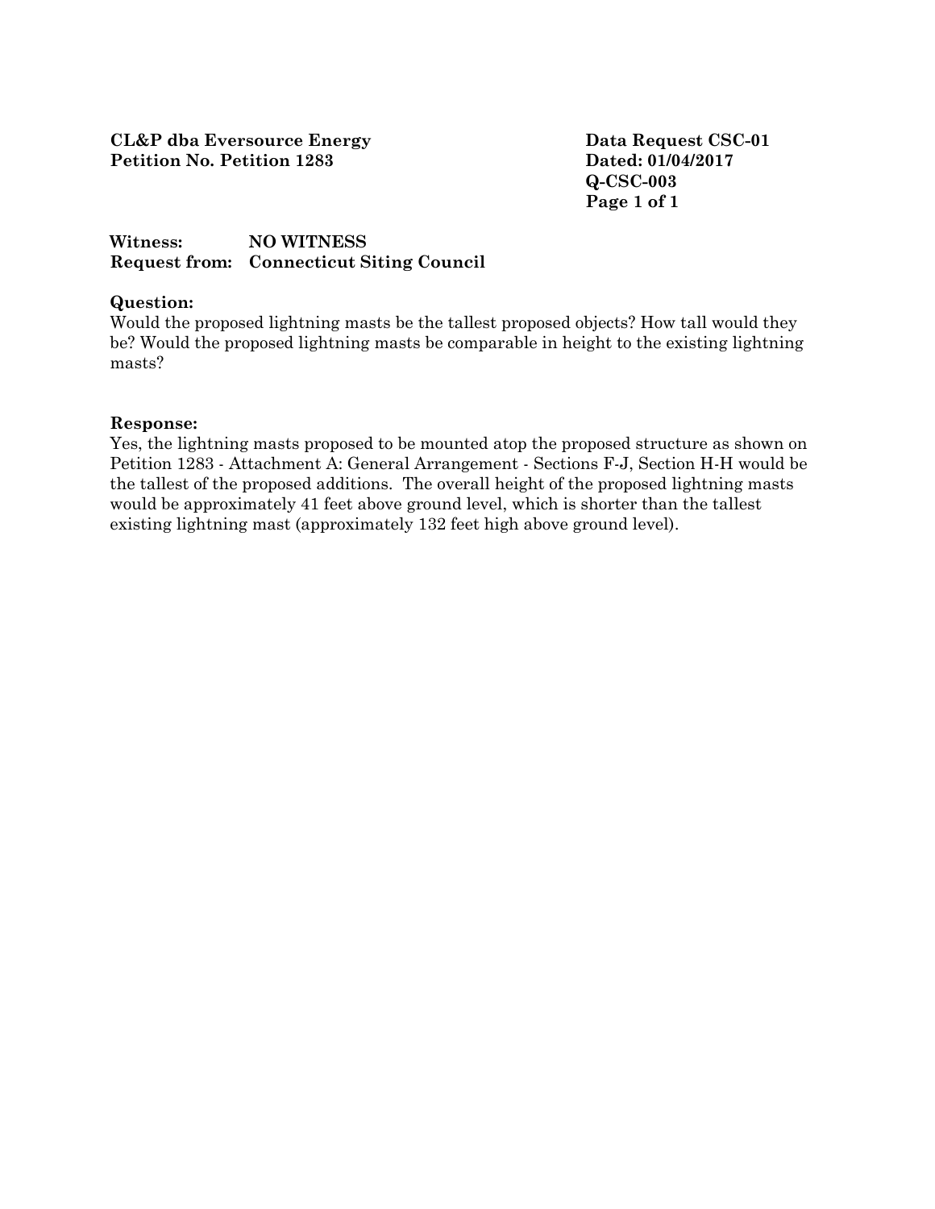**CL&P dba Eversource Energy**
**Petition No. Petition 1283**

**Data Request CSC-01**
**Dated: 01/04/2017**
**Q-CSC-003**

**Witness:** **NO WITNESS**
**Request from:** **Connecticut Siting Council**

**Question:**

Would the proposed lightning masts be the tallest proposed objects? How tall would they be? Would the proposed lightning masts be comparable in height to the existing lightning masts?

**Response:**

Yes, the lightning masts proposed to be mounted atop the proposed structure as shown on Petition 1283 - Attachment A: General Arrangement - Sections F-J, Section H-H would be the tallest of the proposed additions. The overall height of the proposed lightning masts would be approximately 41 feet above ground level, which is shorter than the tallest existing lightning mast (approximately 132 feet high above ground level).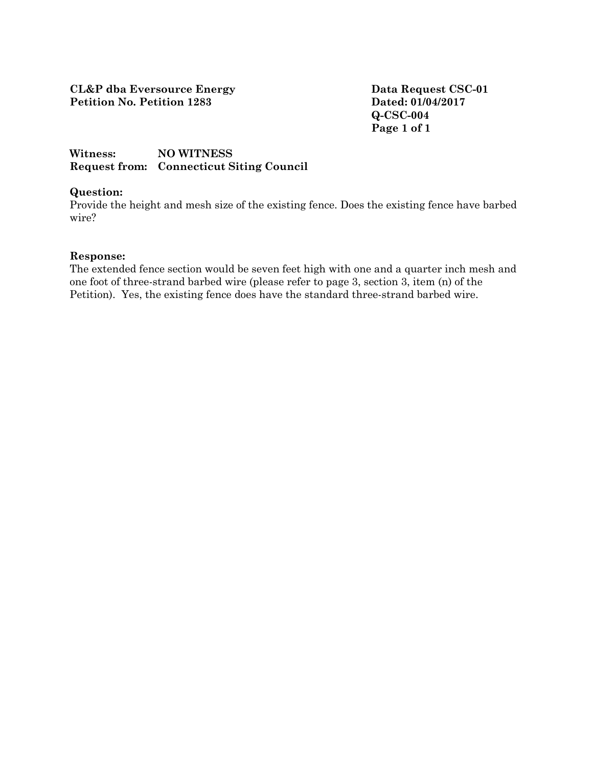**CL&P dba Eversource Energy**
**Petition No. Petition 1283**

**Data Request CSC-01**
**Dated: 01/04/2017**
**Q-CSC-004**
**Page 1 of 1**

**Witness:** **NO WITNESS**
**Request from:** **Connecticut Siting Council**

**Question:**

Provide the height and mesh size of the existing fence. Does the existing fence have barbed wire?

**Response:**

The extended fence section would be seven feet high with one and a quarter inch mesh and one foot of three-strand barbed wire (please refer to page 3, section 3, item (n) of the Petition). Yes, the existing fence does have the standard three-strand barbed wire.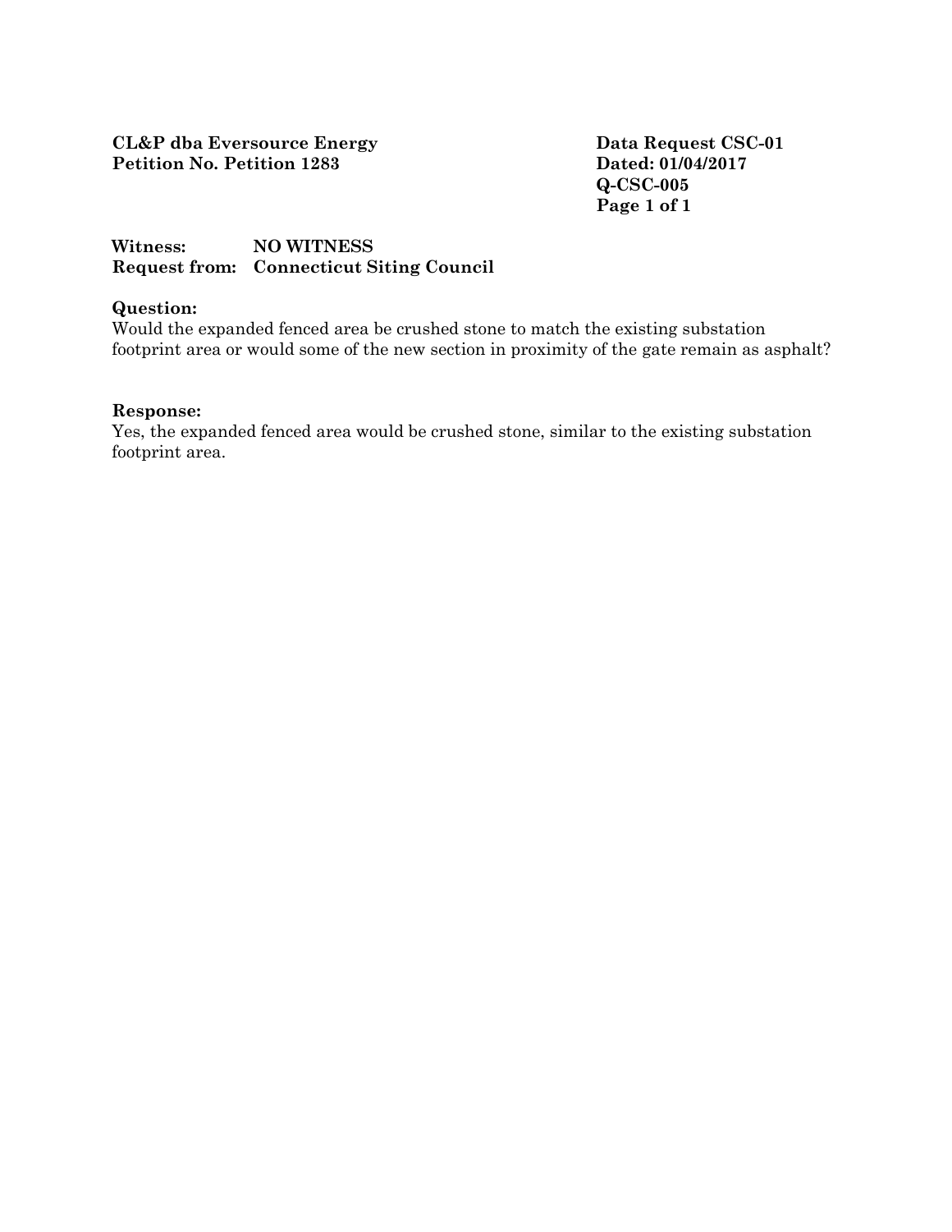**CL&P dba Eversource Energy**
**Petition No. Petition 1283**

**Data Request CSC-01**
**Dated: 01/04/2017**
**Q-CSC-005**

**Witness:** **NO WITNESS**
**Request from:** **Connecticut Siting Council**

**Question:**
Would the expanded fenced area be crushed stone to match the existing substation footprint area or would some of the new section in proximity of the gate remain as asphalt?

**Response:**
Yes, the expanded fenced area would be crushed stone, similar to the existing substation footprint area.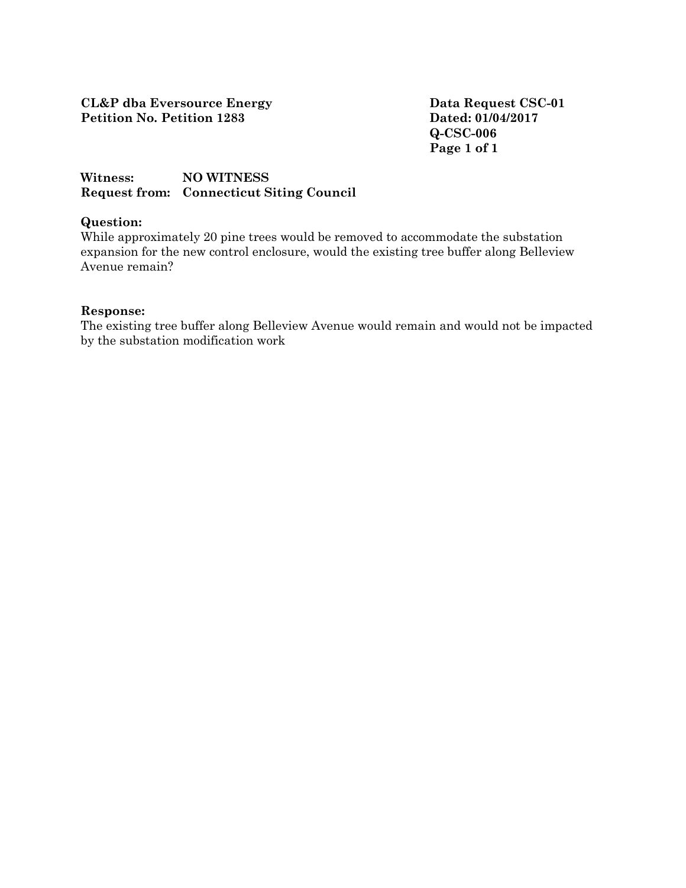**CL&P dba Eversource Energy**
**Petition No. Petition 1283**

**Data Request CSC-01**
**Dated: 01/04/2017**
**Q-CSC-006**

**Witness:** **NO WITNESS**
**Request from:** **Connecticut Siting Council**

**Question:**
While approximately 20 pine trees would be removed to accommodate the substation expansion for the new control enclosure, would the existing tree buffer along Belleview Avenue remain?

**Response:**
The existing tree buffer along Belleview Avenue would remain and would not be impacted by the substation modification work